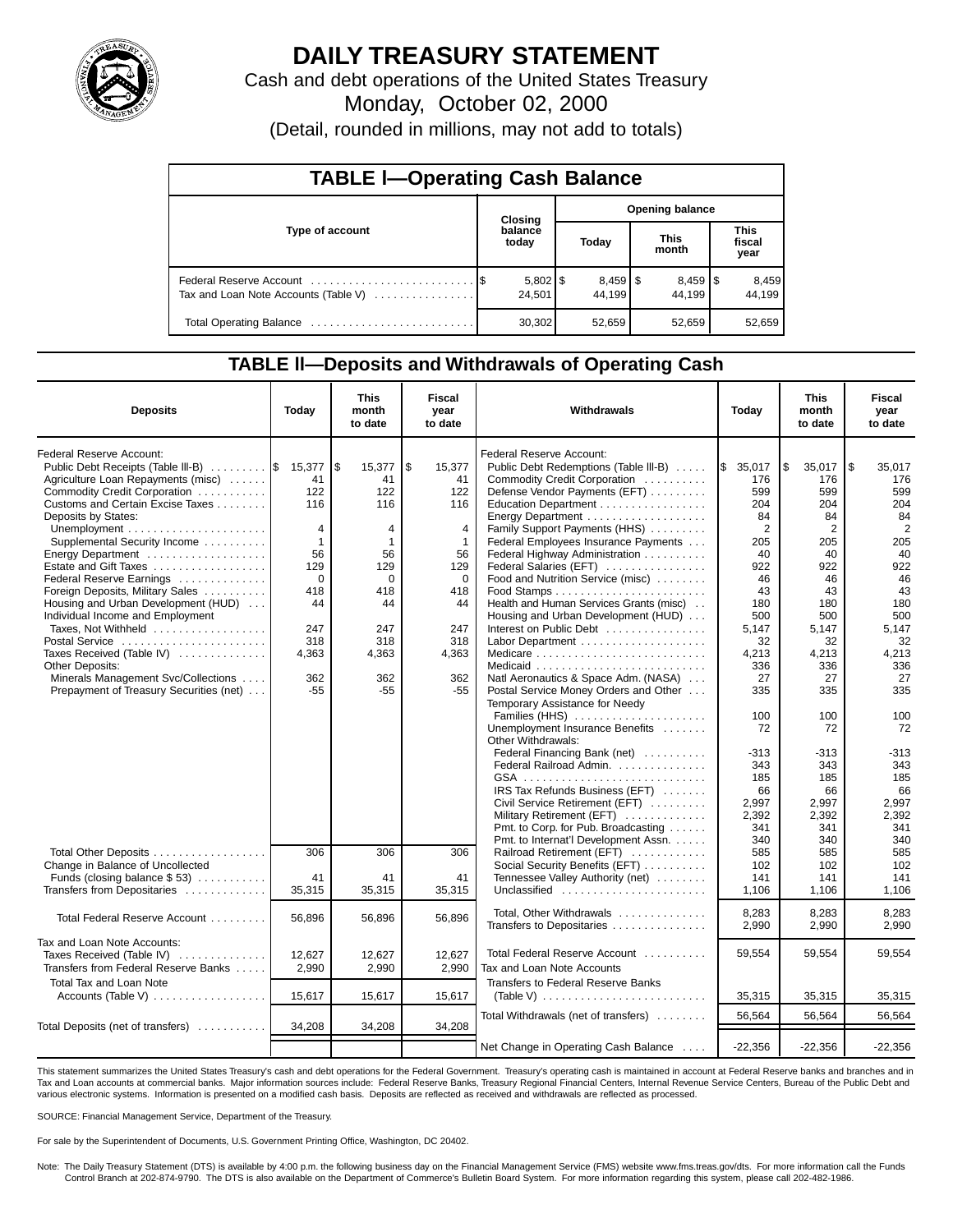# DAILY TREASURY STATEMENT

Cash and debt operations of the United States Treasury

Monday, October 02, 2000

(Detail, rounded in millions, may not add to totals)

## TABLE I—Operating Cash Balance

| Type of account | Closing balance today | Opening balance Today | Opening balance This month | Opening balance This fiscal year |
|---|---|---|---|---|
| Federal Reserve Account | $ 5,802 | $ 8,459 | $ 8,459 | $ 8,459 |
| Tax and Loan Note Accounts (Table V) | 24,501 | 44,199 | 44,199 | 44,199 |
| Total Operating Balance | 30,302 | 52,659 | 52,659 | 52,659 |

## TABLE II—Deposits and Withdrawals of Operating Cash

| Deposits | Today | This month to date | Fiscal year to date |
|---|---|---|---|
| Federal Reserve Account: | | | |
| Public Debt Receipts (Table III-B) | $ 15,377 | $ 15,377 | $ 15,377 |
| Agriculture Loan Repayments (misc) | 41 | 41 | 41 |
| Commodity Credit Corporation | 122 | 122 | 122 |
| Customs and Certain Excise Taxes | 116 | 116 | 116 |
| Deposits by States: | | | |
| Unemployment | 4 | 4 | 4 |
| Supplemental Security Income | 1 | 1 | 1 |
| Energy Department | 56 | 56 | 56 |
| Estate and Gift Taxes | 129 | 129 | 129 |
| Federal Reserve Earnings | 0 | 0 | 0 |
| Foreign Deposits, Military Sales | 418 | 418 | 418 |
| Housing and Urban Development (HUD) | 44 | 44 | 44 |
| Individual Income and Employment Taxes, Not Withheld | 247 | 247 | 247 |
| Postal Service | 318 | 318 | 318 |
| Taxes Received (Table IV) | 4,363 | 4,363 | 4,363 |
| Other Deposits: | | | |
| Minerals Management Svc/Collections | 362 | 362 | 362 |
| Prepayment of Treasury Securities (net) | -55 | -55 | -55 |
| Total Other Deposits | 306 | 306 | 306 |
| Change in Balance of Uncollected Funds (closing balance $ 53) | 41 | 41 | 41 |
| Transfers from Depositaries | 35,315 | 35,315 | 35,315 |
| Total Federal Reserve Account | 56,896 | 56,896 | 56,896 |
| Tax and Loan Note Accounts: | | | |
| Taxes Received (Table IV) | 12,627 | 12,627 | 12,627 |
| Transfers from Federal Reserve Banks | 2,990 | 2,990 | 2,990 |
| Total Tax and Loan Note Accounts (Table V) | 15,617 | 15,617 | 15,617 |
| Total Deposits (net of transfers) | 34,208 | 34,208 | 34,208 |

| Withdrawals | Today | This month to date | Fiscal year to date |
|---|---|---|---|
| Federal Reserve Account: | | | |
| Public Debt Redemptions (Table III-B) | $ 35,017 | $ 35,017 | $ 35,017 |
| Commodity Credit Corporation | 176 | 176 | 176 |
| Defense Vendor Payments (EFT) | 599 | 599 | 599 |
| Education Department | 204 | 204 | 204 |
| Energy Department | 84 | 84 | 84 |
| Family Support Payments (HHS) | 2 | 2 | 2 |
| Federal Employees Insurance Payments | 205 | 205 | 205 |
| Federal Highway Administration | 40 | 40 | 40 |
| Federal Salaries (EFT) | 922 | 922 | 922 |
| Food and Nutrition Service (misc) | 46 | 46 | 46 |
| Food Stamps | 43 | 43 | 43 |
| Health and Human Services Grants (misc) | 180 | 180 | 180 |
| Housing and Urban Development (HUD) | 500 | 500 | 500 |
| Interest on Public Debt | 5,147 | 5,147 | 5,147 |
| Labor Department | 32 | 32 | 32 |
| Medicare | 4,213 | 4,213 | 4,213 |
| Medicaid | 336 | 336 | 336 |
| Natl Aeronautics & Space Adm. (NASA) | 27 | 27 | 27 |
| Postal Service Money Orders and Other | 335 | 335 | 335 |
| Temporary Assistance for Needy Families (HHS) | 100 | 100 | 100 |
| Unemployment Insurance Benefits | 72 | 72 | 72 |
| Other Withdrawals: | | | |
| Federal Financing Bank (net) | -313 | -313 | -313 |
| Federal Railroad Admin. | 343 | 343 | 343 |
| GSA | 185 | 185 | 185 |
| IRS Tax Refunds Business (EFT) | 66 | 66 | 66 |
| Civil Service Retirement (EFT) | 2,997 | 2,997 | 2,997 |
| Military Retirement (EFT) | 2,392 | 2,392 | 2,392 |
| Pmt. to Corp. for Pub. Broadcasting | 341 | 341 | 341 |
| Pmt. to Internat'l Development Assn. | 340 | 340 | 340 |
| Railroad Retirement (EFT) | 585 | 585 | 585 |
| Social Security Benefits (EFT) | 102 | 102 | 102 |
| Tennessee Valley Authority (net) | 141 | 141 | 141 |
| Unclassified | 1,106 | 1,106 | 1,106 |
| Total, Other Withdrawals | 8,283 | 8,283 | 8,283 |
| Transfers to Depositaries | 2,990 | 2,990 | 2,990 |
| Total Federal Reserve Account | 59,554 | 59,554 | 59,554 |
| Tax and Loan Note Accounts | | | |
| Transfers to Federal Reserve Banks (Table V) | 35,315 | 35,315 | 35,315 |
| Total Withdrawals (net of transfers) | 56,564 | 56,564 | 56,564 |
| Net Change in Operating Cash Balance | -22,356 | -22,356 | -22,356 |

This statement summarizes the United States Treasury's cash and debt operations for the Federal Government. Treasury's operating cash is maintained in account at Federal Reserve banks and branches and in Tax and Loan accounts at commercial banks. Major information sources include: Federal Reserve Banks, Treasury Regional Financial Centers, Internal Revenue Service Centers, Bureau of the Public Debt and various electronic systems. Information is presented on a modified cash basis. Deposits are reflected as received and withdrawals are reflected as processed.

SOURCE: Financial Management Service, Department of the Treasury.

For sale by the Superintendent of Documents, U.S. Government Printing Office, Washington, DC 20402.

Note: The Daily Treasury Statement (DTS) is available by 4:00 p.m. the following business day on the Financial Management Service (FMS) website www.fms.treas.gov/dts. For more information call the Funds Control Branch at 202-874-9790. The DTS is also available on the Department of Commerce's Bulletin Board System. For more information regarding this system, please call 202-482-1986.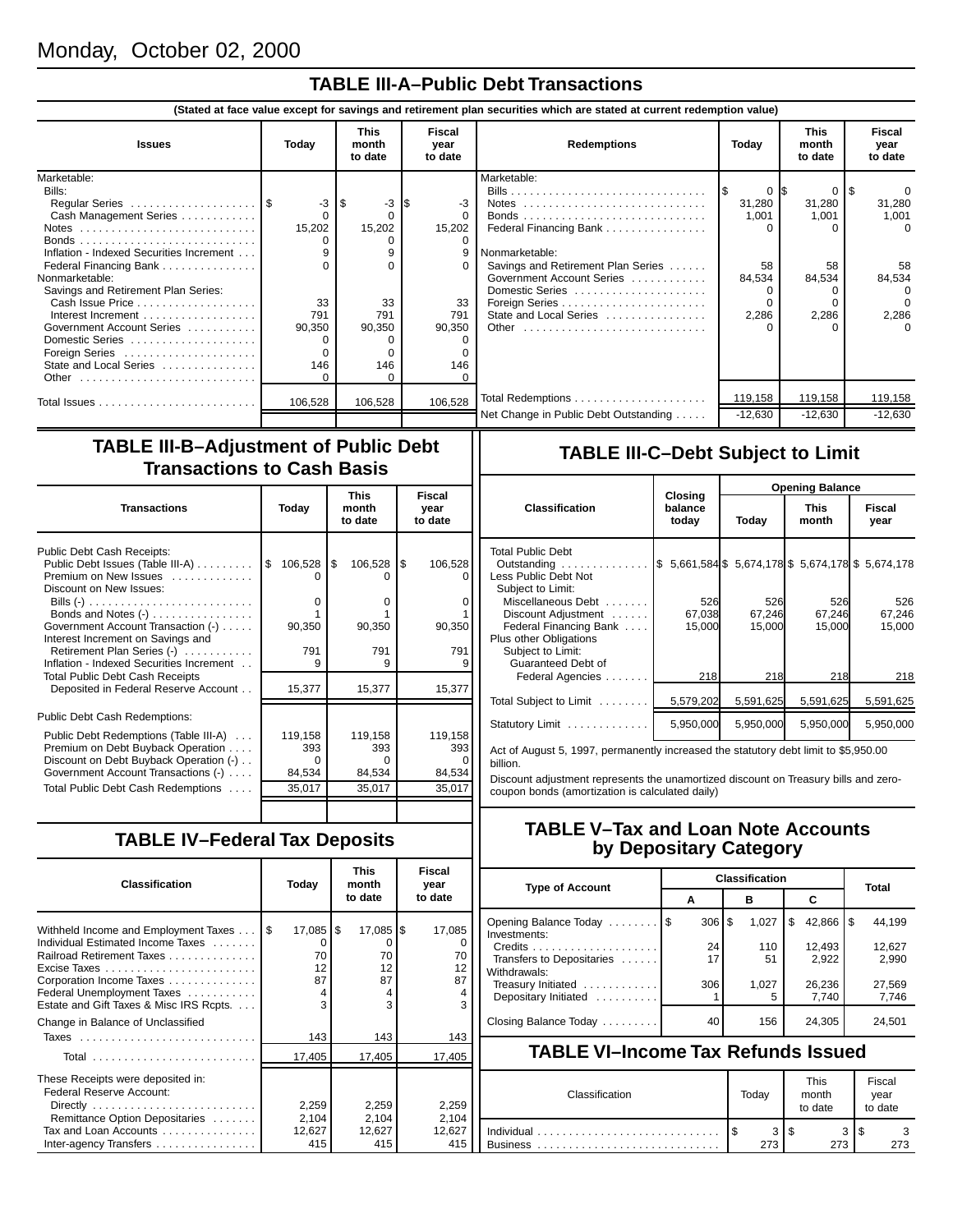Monday, October 02, 2000

## TABLE III-A–Public Debt Transactions

(Stated at face value except for savings and retirement plan securities which are stated at current redemption value)

| Issues | Today | This month to date | Fiscal year to date |
|---|---|---|---|
| Marketable: | | | |
| Bills: | | | |
| Regular Series | $ -3 | $ -3 | $ -3 |
| Cash Management Series | 0 | 0 | 0 |
| Notes | 15,202 | 15,202 | 15,202 |
| Bonds | 0 | 0 | 0 |
| Inflation - Indexed Securities Increment | 9 | 9 | 9 |
| Federal Financing Bank | 0 | 0 | 0 |
| Nonmarketable: | | | |
| Savings and Retirement Plan Series: | | | |
| Cash Issue Price | 33 | 33 | 33 |
| Interest Increment | 791 | 791 | 791 |
| Government Account Series | 90,350 | 90,350 | 90,350 |
| Domestic Series | 0 | 0 | 0 |
| Foreign Series | 0 | 0 | 0 |
| State and Local Series | 146 | 146 | 146 |
| Other | 0 | 0 | 0 |
| Total Issues | 106,528 | 106,528 | 106,528 |

| Redemptions | Today | This month to date | Fiscal year to date |
|---|---|---|---|
| Marketable: | | | |
| Bills | $ 0 | $ 0 | $ 0 |
| Notes | 31,280 | 31,280 | 31,280 |
| Bonds | 1,001 | 1,001 | 1,001 |
| Federal Financing Bank | 0 | 0 | 0 |
| Nonmarketable: | | | |
| Savings and Retirement Plan Series | 58 | 58 | 58 |
| Government Account Series | 84,534 | 84,534 | 84,534 |
| Domestic Series | 0 | 0 | 0 |
| Foreign Series | 0 | 0 | 0 |
| State and Local Series | 2,286 | 2,286 | 2,286 |
| Other | 0 | 0 | 0 |
| Total Redemptions | 119,158 | 119,158 | 119,158 |
| Net Change in Public Debt Outstanding | -12,630 | -12,630 | -12,630 |

## TABLE III-B–Adjustment of Public Debt Transactions to Cash Basis

| Transactions | Today | This month to date | Fiscal year to date |
|---|---|---|---|
| Public Debt Cash Receipts: | | | |
| Public Debt Issues (Table III-A) | $ 106,528 | $ 106,528 | $ 106,528 |
| Premium on New Issues | 0 | 0 | 0 |
| Discount on New Issues: | | | |
| Bills (-) | 0 | 0 | 0 |
| Bonds and Notes (-) | 1 | 1 | 1 |
| Government Account Transaction (-) | 90,350 | 90,350 | 90,350 |
| Interest Increment on Savings and Retirement Plan Series (-) | 791 | 791 | 791 |
| Inflation - Indexed Securities Increment | 9 | 9 | 9 |
| Total Public Debt Cash Receipts Deposited in Federal Reserve Account | 15,377 | 15,377 | 15,377 |
| Public Debt Cash Redemptions: | | | |
| Public Debt Redemptions (Table III-A) | 119,158 | 119,158 | 119,158 |
| Premium on Debt Buyback Operation | 393 | 393 | 393 |
| Discount on Debt Buyback Operation (-) | 0 | 0 | 0 |
| Government Account Transactions (-) | 84,534 | 84,534 | 84,534 |
| Total Public Debt Cash Redemptions | 35,017 | 35,017 | 35,017 |

## TABLE III-C–Debt Subject to Limit

| Classification | Closing balance today | Opening Balance | | |
|---|---|---|---|---|
| | | Today | This month | Fiscal year |
| Total Public Debt Outstanding | $ 5,661,584 | $ 5,674,178 | $ 5,674,178 | $ 5,674,178 |
| Less Public Debt Not Subject to Limit: | | | | |
| Miscellaneous Debt | 526 | 526 | 526 | 526 |
| Discount Adjustment | 67,038 | 67,246 | 67,246 | 67,246 |
| Federal Financing Bank | 15,000 | 15,000 | 15,000 | 15,000 |
| Plus other Obligations Subject to Limit: | | | | |
| Guaranteed Debt of Federal Agencies | 218 | 218 | 218 | 218 |
| Total Subject to Limit | 5,579,202 | 5,591,625 | 5,591,625 | 5,591,625 |
| Statutory Limit | 5,950,000 | 5,950,000 | 5,950,000 | 5,950,000 |

Act of August 5, 1997, permanently increased the statutory debt limit to $5,950.00 billion.

Discount adjustment represents the unamortized discount on Treasury bills and zero-coupon bonds (amortization is calculated daily)

## TABLE IV–Federal Tax Deposits

| Classification | Today | This month to date | Fiscal year to date |
|---|---|---|---|
| Withheld Income and Employment Taxes | $ 17,085 | $ 17,085 | $ 17,085 |
| Individual Estimated Income Taxes | 0 | 0 | 0 |
| Railroad Retirement Taxes | 70 | 70 | 70 |
| Excise Taxes | 12 | 12 | 12 |
| Corporation Income Taxes | 87 | 87 | 87 |
| Federal Unemployment Taxes | 4 | 4 | 4 |
| Estate and Gift Taxes & Misc IRS Rcpts. | 3 | 3 | 3 |
| Change in Balance of Unclassified Taxes | 143 | 143 | 143 |
| Total | 17,405 | 17,405 | 17,405 |
| These Receipts were deposited in: | | | |
| Federal Reserve Account: | | | |
| Directly | 2,259 | 2,259 | 2,259 |
| Remittance Option Depositaries | 2,104 | 2,104 | 2,104 |
| Tax and Loan Accounts | 12,627 | 12,627 | 12,627 |
| Inter-agency Transfers | 415 | 415 | 415 |

## TABLE V–Tax and Loan Note Accounts by Depositary Category

| Type of Account | Classification | | | Total |
|---|---|---|---|---|
| | A | B | C | |
| Opening Balance Today | $ 306 | $ 1,027 | $ 42,866 | $ 44,199 |
| Investments: | | | | |
| Credits | 24 | 110 | 12,493 | 12,627 |
| Transfers to Depositaries | 17 | 51 | 2,922 | 2,990 |
| Withdrawals: | | | | |
| Treasury Initiated | 306 | 1,027 | 26,236 | 27,569 |
| Depositary Initiated | 1 | 5 | 7,740 | 7,746 |
| Closing Balance Today | 40 | 156 | 24,305 | 24,501 |

## TABLE VI–Income Tax Refunds Issued

| Classification | Today | This month to date | Fiscal year to date |
|---|---|---|---|
| Individual | $ 3 | $ 3 | $ 3 |
| Business | 273 | 273 | 273 |